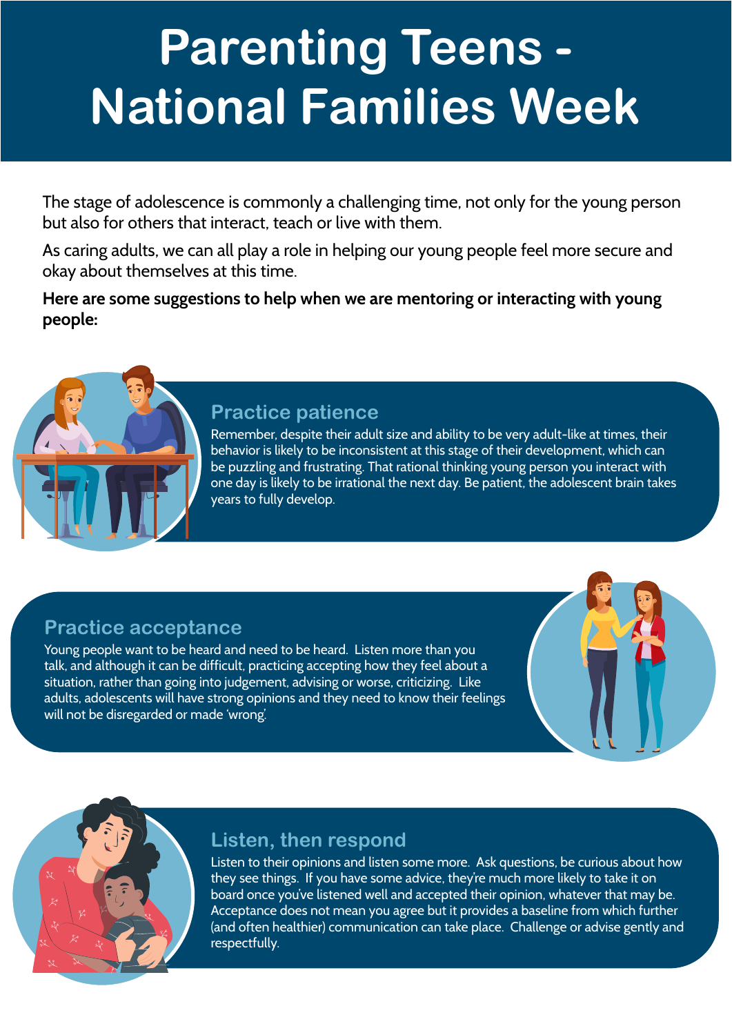# Parenting Teens - National Families Week

The stage of adolescence is commonly a challenging time, not only for the young person but also for others that interact, teach or live with them.

As caring adults, we can all play a role in helping our young people feel more secure and okay about themselves at this time.

**Here are some suggestions to help when we are mentoring or interacting with young people:**

## Practice patience

Remember, despite their adult size and ability to be very adult-like at times, their behavior is likely to be inconsistent at this stage of their development, which can be puzzling and frustrating. That rational thinking young person you interact with one day is likely to be irrational the next day. Be patient, the adolescent brain takes years to fully develop.

## Practice acceptance

Young people want to be heard and need to be heard. Listen more than you talk, and although it can be difficult, practicing accepting how they feel about a situation, rather than going into judgement, advising or worse, criticizing. Like adults, adolescents will have strong opinions and they need to know their feelings will not be disregarded or made 'wrong'.

## Listen, then respond

Listen to their opinions and listen some more. Ask questions, be curious about how they see things. If you have some advice, they're much more likely to take it on board once you've listened well and accepted their opinion, whatever that may be. Acceptance does not mean you agree but it provides a baseline from which further (and often healthier) communication can take place. Challenge or advise gently and respectfully.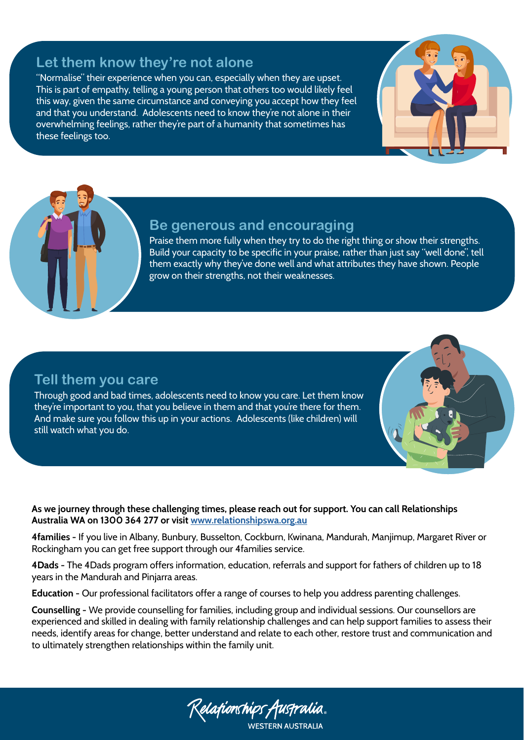## Let them know they're not alone

"Normalise" their experience when you can, especially when they are upset. This is part of empathy, telling a young person that others too would likely feel this way, given the same circumstance and conveying you accept how they feel and that you understand. Adolescents need to know they're not alone in their overwhelming feelings, rather they're part of a humanity that sometimes has these feelings too.

## Be generous and encouraging

Praise them more fully when they try to do the right thing or show their strengths. Build your capacity to be specific in your praise, rather than just say "well done", tell them exactly why they've done well and what attributes they have shown. People grow on their strengths, not their weaknesses.

## Tell them you care

Through good and bad times, adolescents need to know you care. Let them know they're important to you, that you believe in them and that you're there for them. And make sure you follow this up in your actions. Adolescents (like children) will still watch what you do.

**As we journey through these challenging times, please reach out for support. You can call Relationships Australia WA on 1300 364 277 or visit [www.relationshipswa.org.au](http://www.relationshipswa.org.au)**

**4families -** If you live in Albany, Bunbury, Busselton, Cockburn, Kwinana, Mandurah, Manjimup, Margaret River or Rockingham you can get free support through our 4families service.

**4Dads -** The 4Dads program offers information, education, referrals and support for fathers of children up to 18 years in the Mandurah and Pinjarra areas.

**Education -** Our professional facilitators offer a range of courses to help you address parenting challenges.

**Counselling -** We provide counselling for families, including group and individual sessions. Our counsellors are experienced and skilled in dealing with family relationship challenges and can help support families to assess their needs, identify areas for change, better understand and relate to each other, restore trust and communication and to ultimately strengthen relationships within the family unit.

Relationships Australia
WESTERN AUSTRALIA